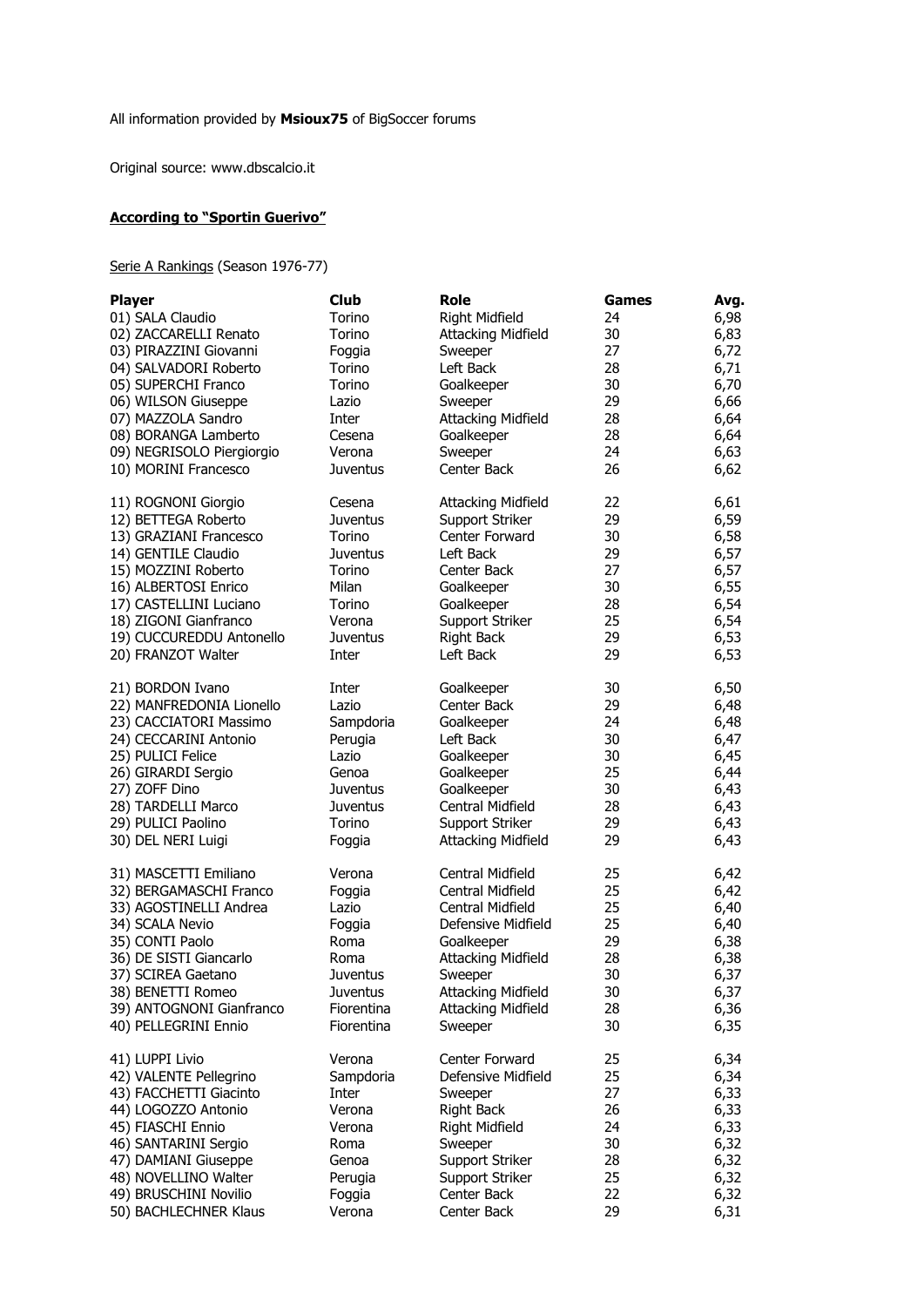All information provided by **Msioux75** of BigSoccer forums

Original source: www.dbscalcio.it

**According to "Sportin Guerivo"**

Serie A Rankings (Season 1976-77)

| Player | Club | Role | Games | Avg. |
|---|---|---|---|---|
| 01) SALA Claudio | Torino | Right Midfield | 24 | 6,98 |
| 02) ZACCARELLI Renato | Torino | Attacking Midfield | 30 | 6,83 |
| 03) PIRAZZINI Giovanni | Foggia | Sweeper | 27 | 6,72 |
| 04) SALVADORI Roberto | Torino | Left Back | 28 | 6,71 |
| 05) SUPERCHI Franco | Torino | Goalkeeper | 30 | 6,70 |
| 06) WILSON Giuseppe | Lazio | Sweeper | 29 | 6,66 |
| 07) MAZZOLA Sandro | Inter | Attacking Midfield | 28 | 6,64 |
| 08) BORANGA Lamberto | Cesena | Goalkeeper | 28 | 6,64 |
| 09) NEGRISOLO Piergiorgio | Verona | Sweeper | 24 | 6,63 |
| 10) MORINI Francesco | Juventus | Center Back | 26 | 6,62 |
| 11) ROGNONI Giorgio | Cesena | Attacking Midfield | 22 | 6,61 |
| 12) BETTEGA Roberto | Juventus | Support Striker | 29 | 6,59 |
| 13) GRAZIANI Francesco | Torino | Center Forward | 30 | 6,58 |
| 14) GENTILE Claudio | Juventus | Left Back | 29 | 6,57 |
| 15) MOZZINI Roberto | Torino | Center Back | 27 | 6,57 |
| 16) ALBERTOSI Enrico | Milan | Goalkeeper | 30 | 6,55 |
| 17) CASTELLINI Luciano | Torino | Goalkeeper | 28 | 6,54 |
| 18) ZIGONI Gianfranco | Verona | Support Striker | 25 | 6,54 |
| 19) CUCCUREDDU Antonello | Juventus | Right Back | 29 | 6,53 |
| 20) FRANZOT Walter | Inter | Left Back | 29 | 6,53 |
| 21) BORDON Ivano | Inter | Goalkeeper | 30 | 6,50 |
| 22) MANFREDONIA Lionello | Lazio | Center Back | 29 | 6,48 |
| 23) CACCIATORI Massimo | Sampdoria | Goalkeeper | 24 | 6,48 |
| 24) CECCARINI Antonio | Perugia | Left Back | 30 | 6,47 |
| 25) PULICI Felice | Lazio | Goalkeeper | 30 | 6,45 |
| 26) GIRARDI Sergio | Genoa | Goalkeeper | 25 | 6,44 |
| 27) ZOFF Dino | Juventus | Goalkeeper | 30 | 6,43 |
| 28) TARDELLI Marco | Juventus | Central Midfield | 28 | 6,43 |
| 29) PULICI Paolino | Torino | Support Striker | 29 | 6,43 |
| 30) DEL NERI Luigi | Foggia | Attacking Midfield | 29 | 6,43 |
| 31) MASCETTI Emiliano | Verona | Central Midfield | 25 | 6,42 |
| 32) BERGAMASCHI Franco | Foggia | Central Midfield | 25 | 6,42 |
| 33) AGOSTINELLI Andrea | Lazio | Central Midfield | 25 | 6,40 |
| 34) SCALA Nevio | Foggia | Defensive Midfield | 25 | 6,40 |
| 35) CONTI Paolo | Roma | Goalkeeper | 29 | 6,38 |
| 36) DE SISTI Giancarlo | Roma | Attacking Midfield | 28 | 6,38 |
| 37) SCIREA Gaetano | Juventus | Sweeper | 30 | 6,37 |
| 38) BENETTI Romeo | Juventus | Attacking Midfield | 30 | 6,37 |
| 39) ANTOGNONI Gianfranco | Fiorentina | Attacking Midfield | 28 | 6,36 |
| 40) PELLEGRINI Ennio | Fiorentina | Sweeper | 30 | 6,35 |
| 41) LUPPI Livio | Verona | Center Forward | 25 | 6,34 |
| 42) VALENTE Pellegrino | Sampdoria | Defensive Midfield | 25 | 6,34 |
| 43) FACCHETTI Giacinto | Inter | Sweeper | 27 | 6,33 |
| 44) LOGOZZO Antonio | Verona | Right Back | 26 | 6,33 |
| 45) FIASCHI Ennio | Verona | Right Midfield | 24 | 6,33 |
| 46) SANTARINI Sergio | Roma | Sweeper | 30 | 6,32 |
| 47) DAMIANI Giuseppe | Genoa | Support Striker | 28 | 6,32 |
| 48) NOVELLINO Walter | Perugia | Support Striker | 25 | 6,32 |
| 49) BRUSCHINI Novilio | Foggia | Center Back | 22 | 6,32 |
| 50) BACHLECHNER Klaus | Verona | Center Back | 29 | 6,31 |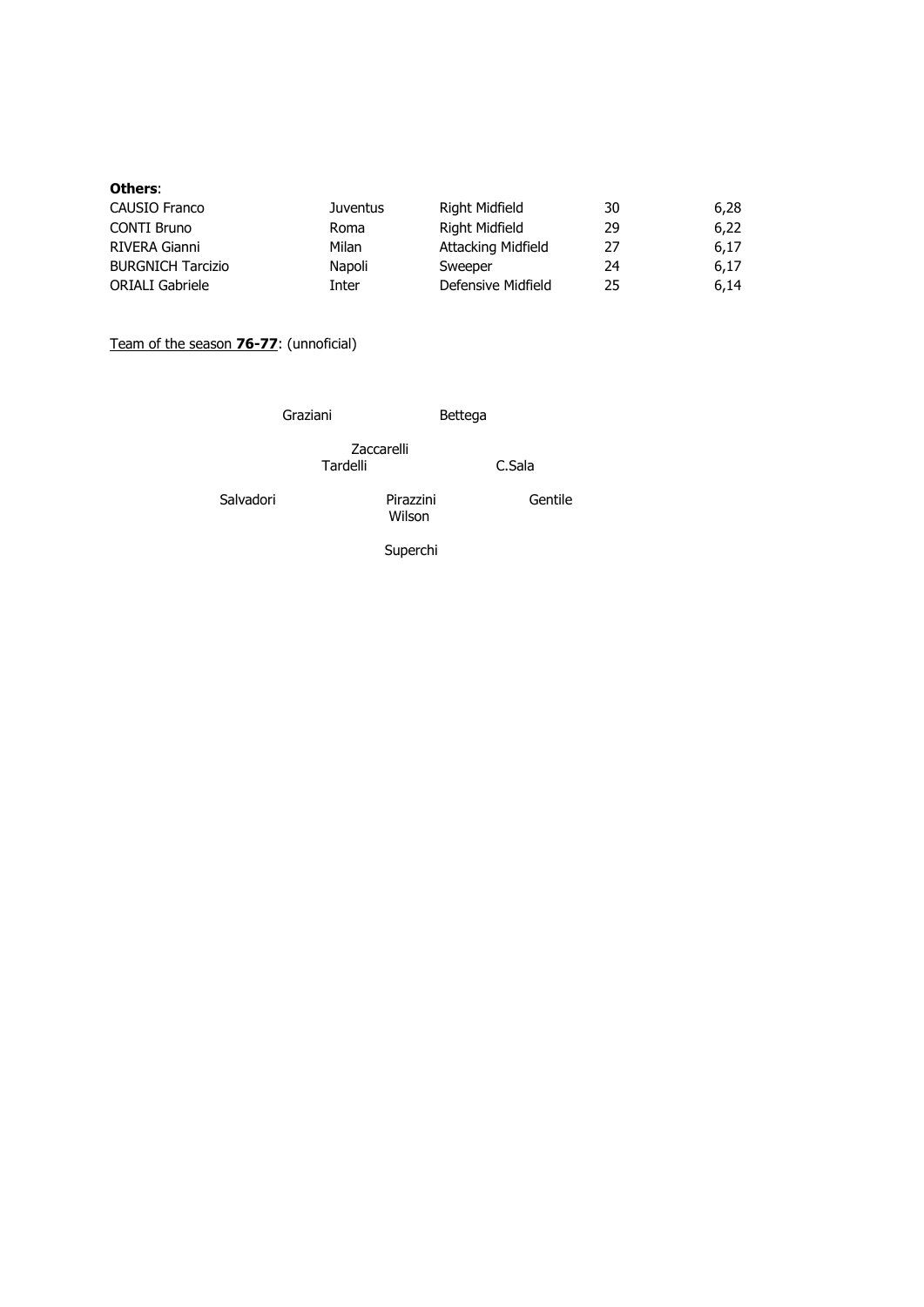**Others**:

| | | | | |
|---|---|---|---|---|
| CAUSIO Franco | Juventus | Right Midfield | 30 | 6,28 |
| CONTI Bruno | Roma | Right Midfield | 29 | 6,22 |
| RIVERA Gianni | Milan | Attacking Midfield | 27 | 6,17 |
| BURGNICH Tarcizio | Napoli | Sweeper | 24 | 6,17 |
| ORIALI Gabriele | Inter | Defensive Midfield | 25 | 6,14 |

<u>Team of the season **76-77**</u>: (unnoficial)

Graziani Bettega

Zaccarelli
Tardelli C.Sala

Salvadori Pirazzini Gentile
Wilson

Superchi